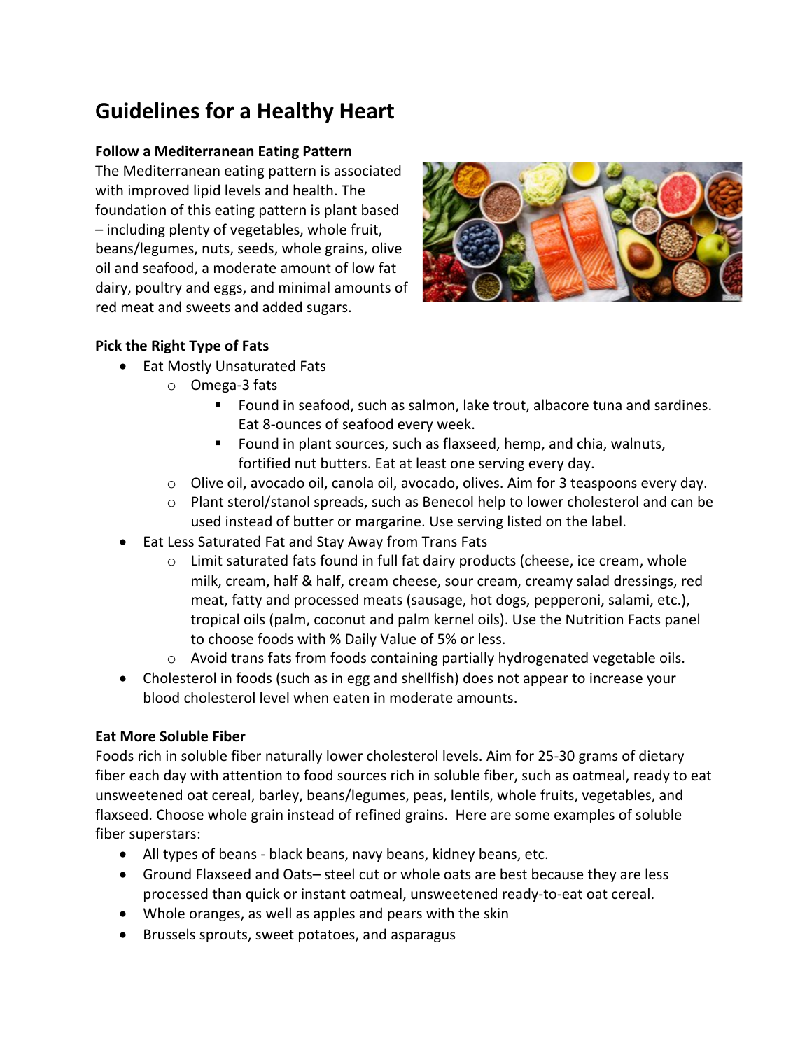# Guidelines for a Healthy Heart

**Follow a Mediterranean Eating Pattern**

The Mediterranean eating pattern is associated with improved lipid levels and health. The foundation of this eating pattern is plant based – including plenty of vegetables, whole fruit, beans/legumes, nuts, seeds, whole grains, olive oil and seafood, a moderate amount of low fat dairy, poultry and eggs, and minimal amounts of red meat and sweets and added sugars.

**Pick the Right Type of Fats**

- Eat Mostly Unsaturated Fats
    - Omega-3 fats
        - Found in seafood, such as salmon, lake trout, albacore tuna and sardines. Eat 8-ounces of seafood every week.
        - Found in plant sources, such as flaxseed, hemp, and chia, walnuts, fortified nut butters. Eat at least one serving every day.
    - Olive oil, avocado oil, canola oil, avocado, olives. Aim for 3 teaspoons every day.
    - Plant sterol/stanol spreads, such as Benecol help to lower cholesterol and can be used instead of butter or margarine. Use serving listed on the label.
- Eat Less Saturated Fat and Stay Away from Trans Fats
    - Limit saturated fats found in full fat dairy products (cheese, ice cream, whole milk, cream, half & half, cream cheese, sour cream, creamy salad dressings, red meat, fatty and processed meats (sausage, hot dogs, pepperoni, salami, etc.), tropical oils (palm, coconut and palm kernel oils). Use the Nutrition Facts panel to choose foods with % Daily Value of 5% or less.
    - Avoid trans fats from foods containing partially hydrogenated vegetable oils.
- Cholesterol in foods (such as in egg and shellfish) does not appear to increase your blood cholesterol level when eaten in moderate amounts.

**Eat More Soluble Fiber**

Foods rich in soluble fiber naturally lower cholesterol levels. Aim for 25-30 grams of dietary fiber each day with attention to food sources rich in soluble fiber, such as oatmeal, ready to eat unsweetened oat cereal, barley, beans/legumes, peas, lentils, whole fruits, vegetables, and flaxseed. Choose whole grain instead of refined grains. Here are some examples of soluble fiber superstars:

- All types of beans - black beans, navy beans, kidney beans, etc.
- Ground Flaxseed and Oats– steel cut or whole oats are best because they are less processed than quick or instant oatmeal, unsweetened ready-to-eat oat cereal.
- Whole oranges, as well as apples and pears with the skin
- Brussels sprouts, sweet potatoes, and asparagus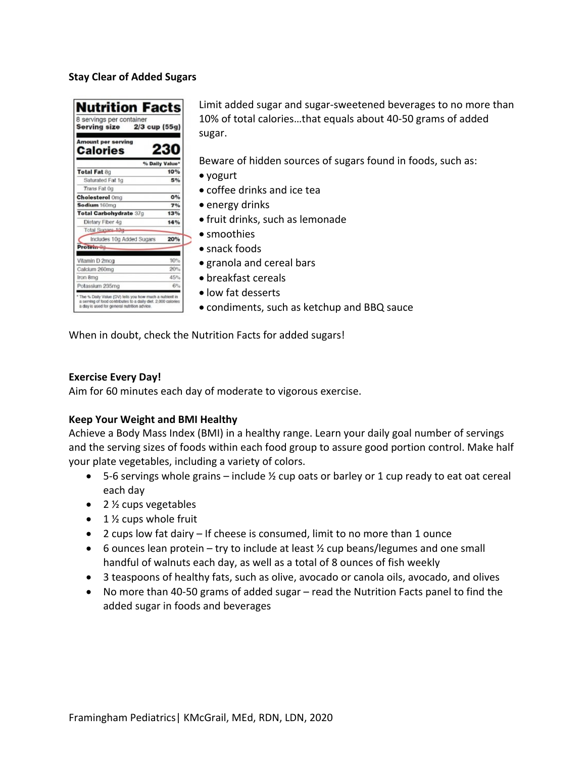### Stay Clear of Added Sugars

| Nutrition Facts | |
|---|---|
| 8 servings per container | |
| Serving size | 2/3 cup (55g) |
| Amount per serving **Calories** | **230** |
| | % Daily Value* |
| **Total Fat** 8g | 10% |
| Saturated Fat 1g | 5% |
| *Trans* Fat 0g | |
| **Cholesterol** 0mg | 0% |
| **Sodium** 160mg | 7% |
| **Total Carbohydrate** 37g | 13% |
| Dietary Fiber 4g | 14% |
| Total Sugars 10g | |
| Includes 10g Added Sugars | 20% |
| **Protein** 3g | |
| Vitamin D 2mcg | 10% |
| Calcium 260mg | 20% |
| Iron 8mg | 45% |
| Potassium 235mg | 6% |

\* The % Daily Value (DV) tells you how much a nutrient in a serving of food contributes to a daily diet. 2,000 calories a day is used for general nutrition advice.

Limit added sugar and sugar-sweetened beverages to no more than 10% of total calories…that equals about 40-50 grams of added sugar.

Beware of hidden sources of sugars found in foods, such as:

- yogurt
- coffee drinks and ice tea
- energy drinks
- fruit drinks, such as lemonade
- smoothies
- snack foods
- granola and cereal bars
- breakfast cereals
- low fat desserts
- condiments, such as ketchup and BBQ sauce

When in doubt, check the Nutrition Facts for added sugars!

### Exercise Every Day!

Aim for 60 minutes each day of moderate to vigorous exercise.

### Keep Your Weight and BMI Healthy

Achieve a Body Mass Index (BMI) in a healthy range. Learn your daily goal number of servings and the serving sizes of foods within each food group to assure good portion control. Make half your plate vegetables, including a variety of colors.

- 5-6 servings whole grains – include ½ cup oats or barley or 1 cup ready to eat oat cereal each day
- 2 ½ cups vegetables
- 1 ½ cups whole fruit
- 2 cups low fat dairy – If cheese is consumed, limit to no more than 1 ounce
- 6 ounces lean protein – try to include at least ½ cup beans/legumes and one small handful of walnuts each day, as well as a total of 8 ounces of fish weekly
- 3 teaspoons of healthy fats, such as olive, avocado or canola oils, avocado, and olives
- No more than 40-50 grams of added sugar – read the Nutrition Facts panel to find the added sugar in foods and beverages